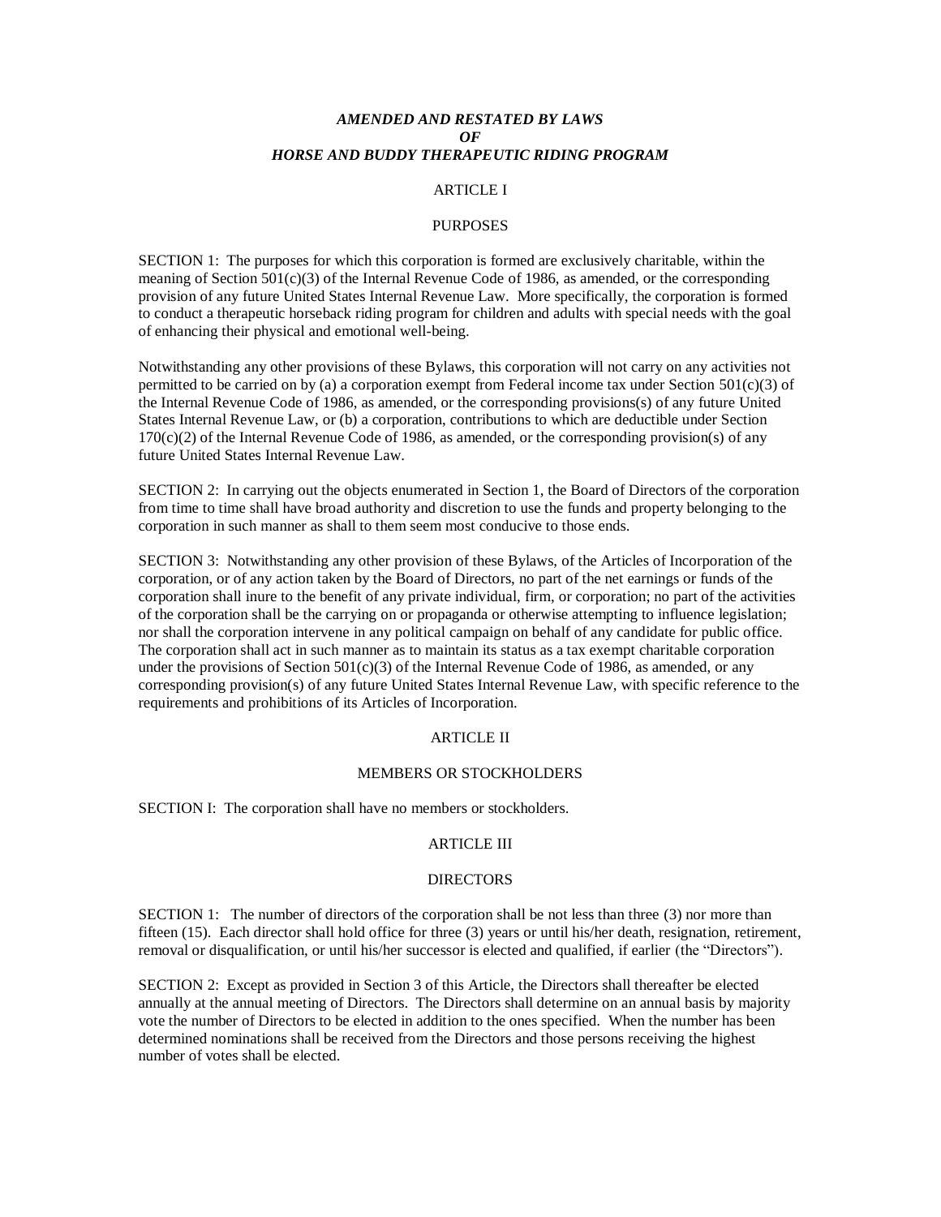# *AMENDED AND RESTATED BY LAWS*
# *OF*
# *HORSE AND BUDDY THERAPEUTIC RIDING PROGRAM*

## ARTICLE I

## PURPOSES

SECTION 1: The purposes for which this corporation is formed are exclusively charitable, within the meaning of Section 501(c)(3) of the Internal Revenue Code of 1986, as amended, or the corresponding provision of any future United States Internal Revenue Law. More specifically, the corporation is formed to conduct a therapeutic horseback riding program for children and adults with special needs with the goal of enhancing their physical and emotional well-being.

Notwithstanding any other provisions of these Bylaws, this corporation will not carry on any activities not permitted to be carried on by (a) a corporation exempt from Federal income tax under Section 501(c)(3) of the Internal Revenue Code of 1986, as amended, or the corresponding provisions(s) of any future United States Internal Revenue Law, or (b) a corporation, contributions to which are deductible under Section 170(c)(2) of the Internal Revenue Code of 1986, as amended, or the corresponding provision(s) of any future United States Internal Revenue Law.

SECTION 2: In carrying out the objects enumerated in Section 1, the Board of Directors of the corporation from time to time shall have broad authority and discretion to use the funds and property belonging to the corporation in such manner as shall to them seem most conducive to those ends.

SECTION 3: Notwithstanding any other provision of these Bylaws, of the Articles of Incorporation of the corporation, or of any action taken by the Board of Directors, no part of the net earnings or funds of the corporation shall inure to the benefit of any private individual, firm, or corporation; no part of the activities of the corporation shall be the carrying on or propaganda or otherwise attempting to influence legislation; nor shall the corporation intervene in any political campaign on behalf of any candidate for public office. The corporation shall act in such manner as to maintain its status as a tax exempt charitable corporation under the provisions of Section 501(c)(3) of the Internal Revenue Code of 1986, as amended, or any corresponding provision(s) of any future United States Internal Revenue Law, with specific reference to the requirements and prohibitions of its Articles of Incorporation.

## ARTICLE II

## MEMBERS OR STOCKHOLDERS

SECTION I: The corporation shall have no members or stockholders.

## ARTICLE III

## DIRECTORS

SECTION 1: The number of directors of the corporation shall be not less than three (3) nor more than fifteen (15). Each director shall hold office for three (3) years or until his/her death, resignation, retirement, removal or disqualification, or until his/her successor is elected and qualified, if earlier (the "Directors").

SECTION 2: Except as provided in Section 3 of this Article, the Directors shall thereafter be elected annually at the annual meeting of Directors. The Directors shall determine on an annual basis by majority vote the number of Directors to be elected in addition to the ones specified. When the number has been determined nominations shall be received from the Directors and those persons receiving the highest number of votes shall be elected.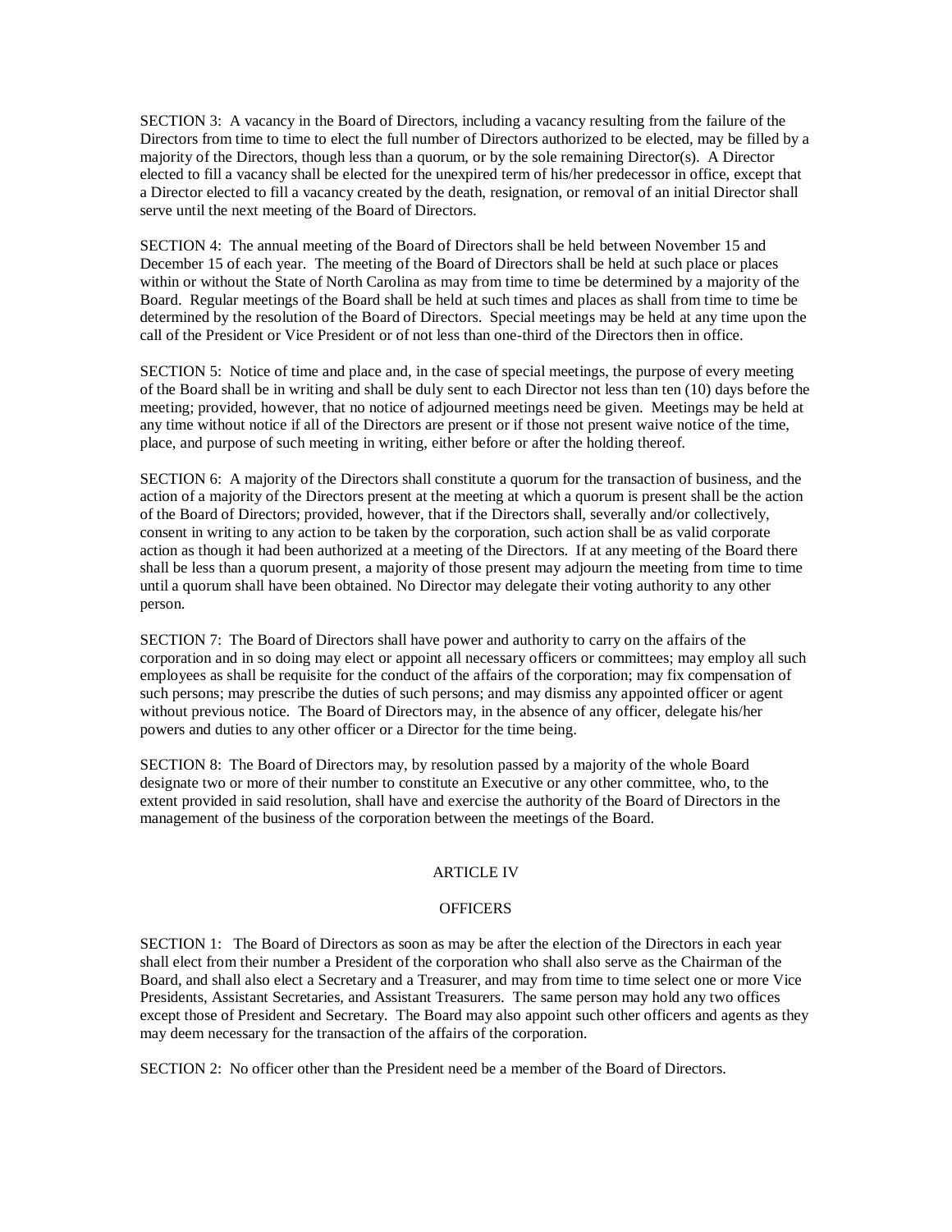SECTION 3: A vacancy in the Board of Directors, including a vacancy resulting from the failure of the Directors from time to time to elect the full number of Directors authorized to be elected, may be filled by a majority of the Directors, though less than a quorum, or by the sole remaining Director(s). A Director elected to fill a vacancy shall be elected for the unexpired term of his/her predecessor in office, except that a Director elected to fill a vacancy created by the death, resignation, or removal of an initial Director shall serve until the next meeting of the Board of Directors.

SECTION 4: The annual meeting of the Board of Directors shall be held between November 15 and December 15 of each year. The meeting of the Board of Directors shall be held at such place or places within or without the State of North Carolina as may from time to time be determined by a majority of the Board. Regular meetings of the Board shall be held at such times and places as shall from time to time be determined by the resolution of the Board of Directors. Special meetings may be held at any time upon the call of the President or Vice President or of not less than one-third of the Directors then in office.

SECTION 5: Notice of time and place and, in the case of special meetings, the purpose of every meeting of the Board shall be in writing and shall be duly sent to each Director not less than ten (10) days before the meeting; provided, however, that no notice of adjourned meetings need be given. Meetings may be held at any time without notice if all of the Directors are present or if those not present waive notice of the time, place, and purpose of such meeting in writing, either before or after the holding thereof.

SECTION 6: A majority of the Directors shall constitute a quorum for the transaction of business, and the action of a majority of the Directors present at the meeting at which a quorum is present shall be the action of the Board of Directors; provided, however, that if the Directors shall, severally and/or collectively, consent in writing to any action to be taken by the corporation, such action shall be as valid corporate action as though it had been authorized at a meeting of the Directors. If at any meeting of the Board there shall be less than a quorum present, a majority of those present may adjourn the meeting from time to time until a quorum shall have been obtained. No Director may delegate their voting authority to any other person.

SECTION 7: The Board of Directors shall have power and authority to carry on the affairs of the corporation and in so doing may elect or appoint all necessary officers or committees; may employ all such employees as shall be requisite for the conduct of the affairs of the corporation; may fix compensation of such persons; may prescribe the duties of such persons; and may dismiss any appointed officer or agent without previous notice. The Board of Directors may, in the absence of any officer, delegate his/her powers and duties to any other officer or a Director for the time being.

SECTION 8: The Board of Directors may, by resolution passed by a majority of the whole Board designate two or more of their number to constitute an Executive or any other committee, who, to the extent provided in said resolution, shall have and exercise the authority of the Board of Directors in the management of the business of the corporation between the meetings of the Board.

## ARTICLE IV

## OFFICERS

SECTION 1: The Board of Directors as soon as may be after the election of the Directors in each year shall elect from their number a President of the corporation who shall also serve as the Chairman of the Board, and shall also elect a Secretary and a Treasurer, and may from time to time select one or more Vice Presidents, Assistant Secretaries, and Assistant Treasurers. The same person may hold any two offices except those of President and Secretary. The Board may also appoint such other officers and agents as they may deem necessary for the transaction of the affairs of the corporation.

SECTION 2: No officer other than the President need be a member of the Board of Directors.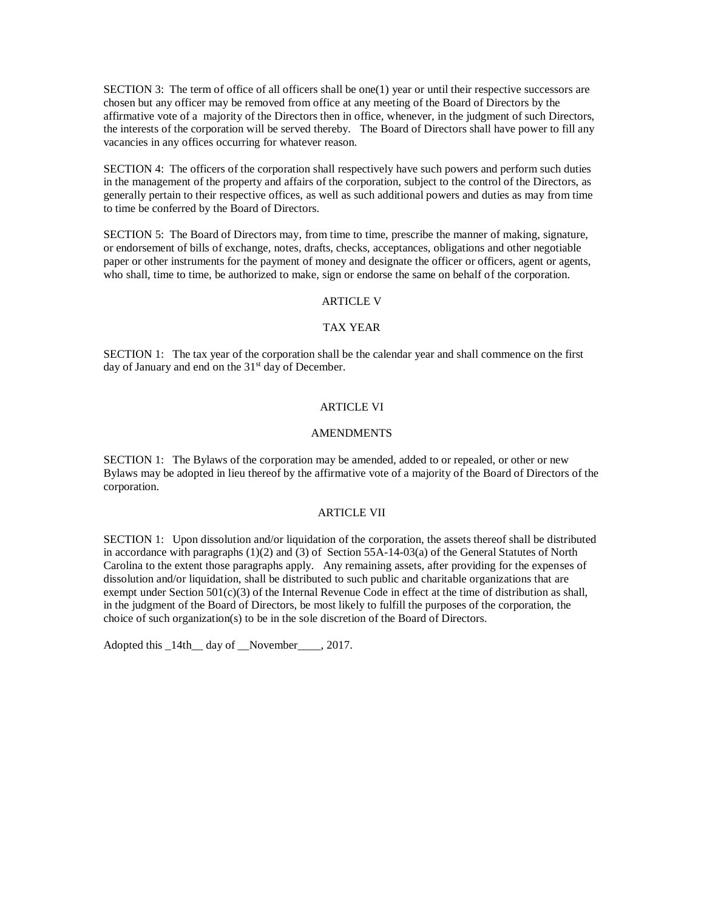SECTION 3: The term of office of all officers shall be one(1) year or until their respective successors are chosen but any officer may be removed from office at any meeting of the Board of Directors by the affirmative vote of a majority of the Directors then in office, whenever, in the judgment of such Directors, the interests of the corporation will be served thereby. The Board of Directors shall have power to fill any vacancies in any offices occurring for whatever reason.

SECTION 4: The officers of the corporation shall respectively have such powers and perform such duties in the management of the property and affairs of the corporation, subject to the control of the Directors, as generally pertain to their respective offices, as well as such additional powers and duties as may from time to time be conferred by the Board of Directors.

SECTION 5: The Board of Directors may, from time to time, prescribe the manner of making, signature, or endorsement of bills of exchange, notes, drafts, checks, acceptances, obligations and other negotiable paper or other instruments for the payment of money and designate the officer or officers, agent or agents, who shall, time to time, be authorized to make, sign or endorse the same on behalf of the corporation.

## ARTICLE V

## TAX YEAR

SECTION 1: The tax year of the corporation shall be the calendar year and shall commence on the first day of January and end on the 31st day of December.

## ARTICLE VI

## AMENDMENTS

SECTION 1: The Bylaws of the corporation may be amended, added to or repealed, or other or new Bylaws may be adopted in lieu thereof by the affirmative vote of a majority of the Board of Directors of the corporation.

## ARTICLE VII

SECTION 1: Upon dissolution and/or liquidation of the corporation, the assets thereof shall be distributed in accordance with paragraphs (1)(2) and (3) of Section 55A-14-03(a) of the General Statutes of North Carolina to the extent those paragraphs apply. Any remaining assets, after providing for the expenses of dissolution and/or liquidation, shall be distributed to such public and charitable organizations that are exempt under Section 501(c)(3) of the Internal Revenue Code in effect at the time of distribution as shall, in the judgment of the Board of Directors, be most likely to fulfill the purposes of the corporation, the choice of such organization(s) to be in the sole discretion of the Board of Directors.

Adopted this _14th__ day of __November____, 2017.